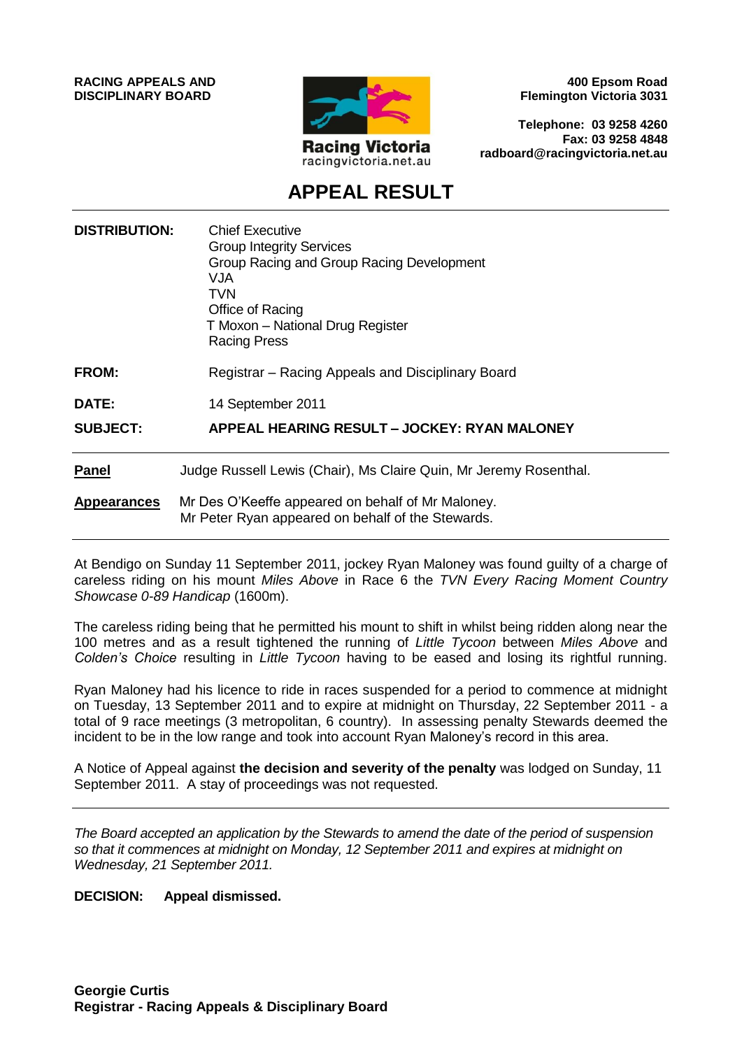**RACING APPEALS AND DISCIPLINARY BOARD**

Racing Victoria
racingvictoria.net.au

**400 Epsom Road**
**Flemington Victoria 3031**

**Telephone: 03 9258 4260**
**Fax: 03 9258 4848**
**radboard@racingvictoria.net.au**

# APPEAL RESULT

| | |
|---|---|
| **DISTRIBUTION:** | Chief Executive<br>Group Integrity Services<br>Group Racing and Group Racing Development<br>VJA<br>TVN<br>Office of Racing<br>T Moxon – National Drug Register<br>Racing Press |
| **FROM:** | Registrar – Racing Appeals and Disciplinary Board |
| **DATE:** | 14 September 2011 |
| **SUBJECT:** | **APPEAL HEARING RESULT – JOCKEY: RYAN MALONEY** |

**Panel** Judge Russell Lewis (Chair), Ms Claire Quin, Mr Jeremy Rosenthal.

**Appearances** Mr Des O'Keeffe appeared on behalf of Mr Maloney.
Mr Peter Ryan appeared on behalf of the Stewards.

---

At Bendigo on Sunday 11 September 2011, jockey Ryan Maloney was found guilty of a charge of careless riding on his mount *Miles Above* in Race 6 the *TVN Every Racing Moment Country Showcase 0-89 Handicap* (1600m).

The careless riding being that he permitted his mount to shift in whilst being ridden along near the 100 metres and as a result tightened the running of *Little Tycoon* between *Miles Above* and *Colden's Choice* resulting in *Little Tycoon* having to be eased and losing its rightful running.

Ryan Maloney had his licence to ride in races suspended for a period to commence at midnight on Tuesday, 13 September 2011 and to expire at midnight on Thursday, 22 September 2011 - a total of 9 race meetings (3 metropolitan, 6 country). In assessing penalty Stewards deemed the incident to be in the low range and took into account Ryan Maloney's record in this area.

A Notice of Appeal against **the decision and severity of the penalty** was lodged on Sunday, 11 September 2011. A stay of proceedings was not requested.

---

*The Board accepted an application by the Stewards to amend the date of the period of suspension so that it commences at midnight on Monday, 12 September 2011 and expires at midnight on Wednesday, 21 September 2011.*

**DECISION: Appeal dismissed.**

**Georgie Curtis**
**Registrar - Racing Appeals & Disciplinary Board**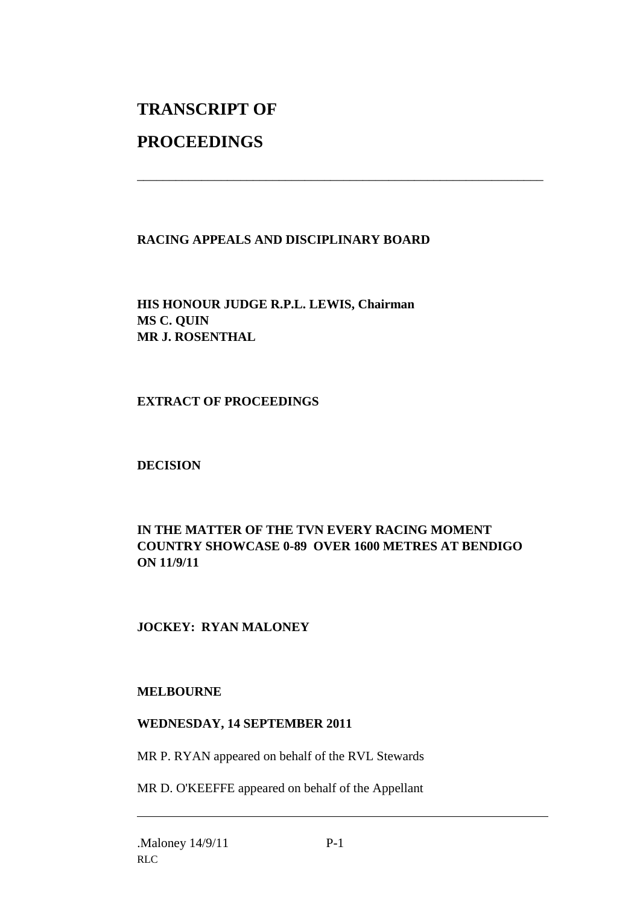# TRANSCRIPT OF PROCEEDINGS

---

**RACING APPEALS AND DISCIPLINARY BOARD**

**HIS HONOUR JUDGE R.P.L. LEWIS, Chairman**
**MS C. QUIN**
**MR J. ROSENTHAL**

**EXTRACT OF PROCEEDINGS**

**DECISION**

**IN THE MATTER OF THE TVN EVERY RACING MOMENT COUNTRY SHOWCASE 0-89 OVER 1600 METRES AT BENDIGO ON 11/9/11**

**JOCKEY: RYAN MALONEY**

**MELBOURNE**

**WEDNESDAY, 14 SEPTEMBER 2011**

MR P. RYAN appeared on behalf of the RVL Stewards

MR D. O'KEEFFE appeared on behalf of the Appellant

---

.Maloney 14/9/11
RLC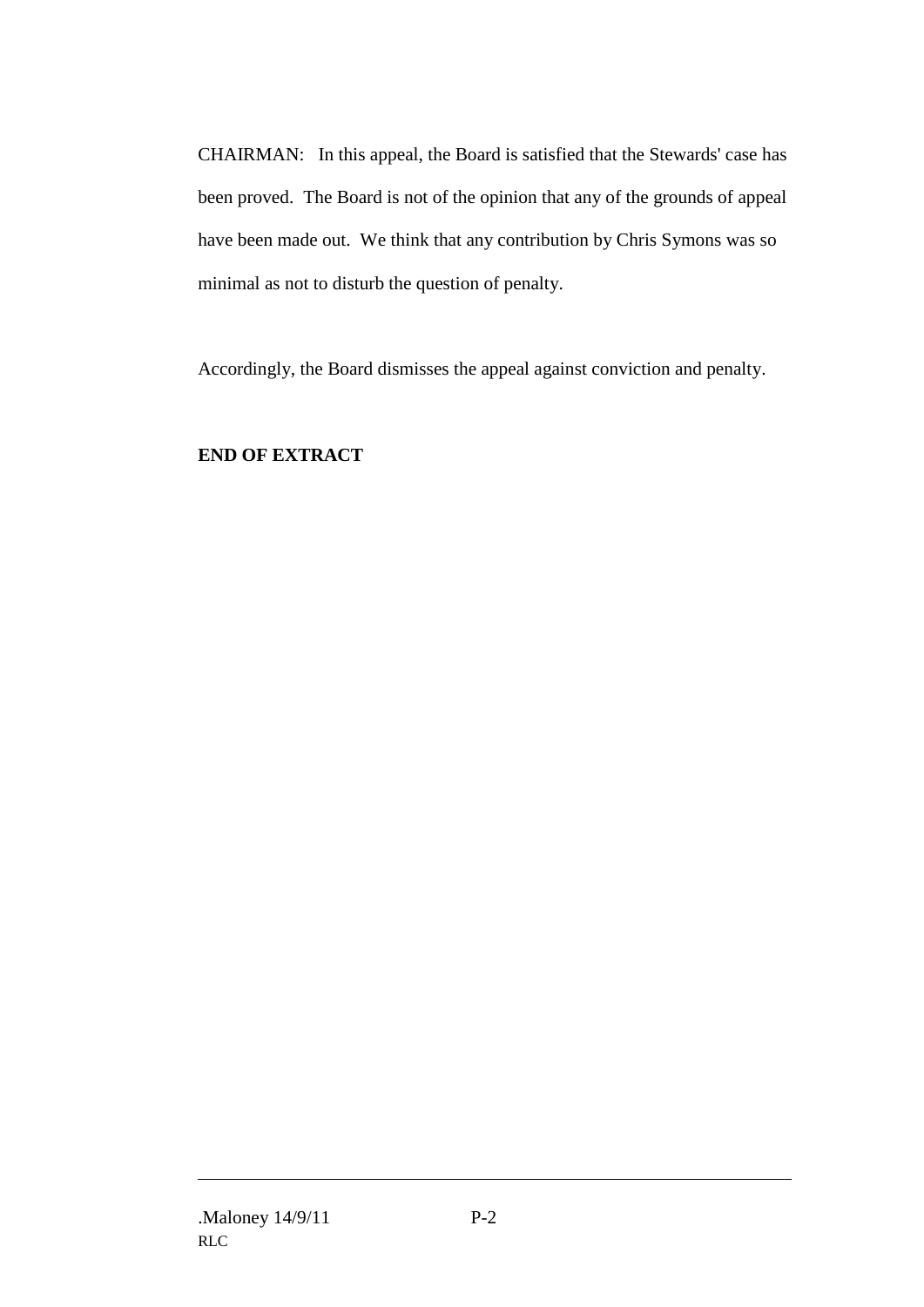CHAIRMAN: In this appeal, the Board is satisfied that the Stewards' case has been proved. The Board is not of the opinion that any of the grounds of appeal have been made out. We think that any contribution by Chris Symons was so minimal as not to disturb the question of penalty.

Accordingly, the Board dismisses the appeal against conviction and penalty.

**END OF EXTRACT**